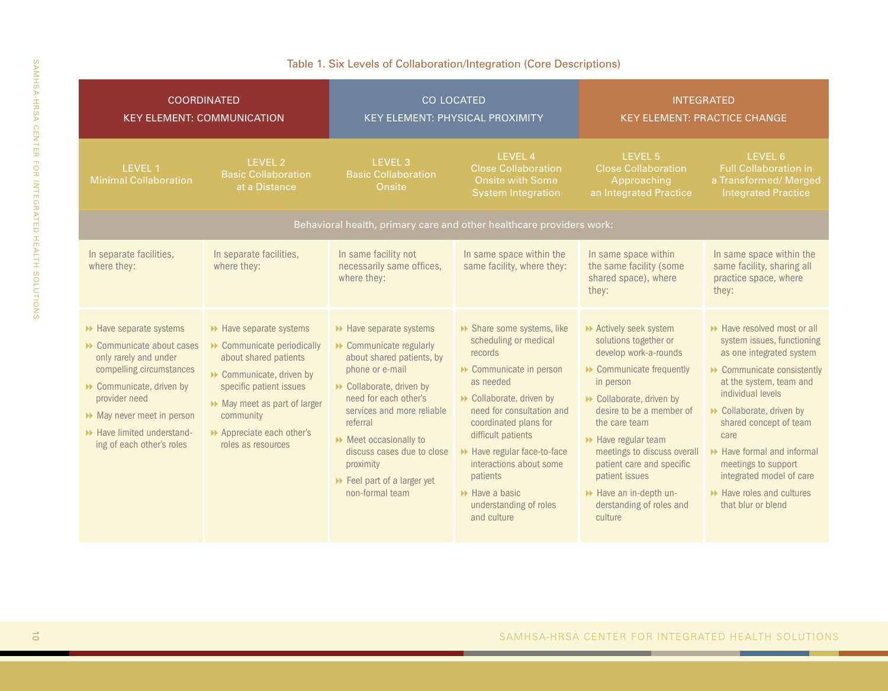Table 1. Six Levels of Collaboration/Integration (Core Descriptions)

| COORDINATED KEY ELEMENT: COMMUNICATION | | CO LOCATED KEY ELEMENT: PHYSICAL PROXIMITY | | INTEGRATED KEY ELEMENT: PRACTICE CHANGE | |
|---|---|---|---|---|---|
| LEVEL 1 Minimal Collaboration | LEVEL 2 Basic Collaboration at a Distance | LEVEL 3 Basic Collaboration Onsite | LEVEL 4 Close Collaboration Onsite with Some System Integration | LEVEL 5 Close Collaboration Approaching an Integrated Practice | LEVEL 6 Full Collaboration in a Transformed/ Merged Integrated Practice |
| Behavioral health, primary care and other healthcare providers work: | | | | | |
| In separate facilities, where they: | In separate facilities, where they: | In same facility not necessarily same offices, where they: | In same space within the same facility, where they: | In same space within the same facility (some shared space), where they: | In same space within the same facility, sharing all practice space, where they: |
| ▸ Have separate systems<br>▸ Communicate about cases only rarely and under compelling circumstances<br>▸ Communicate, driven by provider need<br>▸ May never meet in person<br>▸ Have limited understanding of each other's roles | ▸ Have separate systems<br>▸ Communicate periodically about shared patients<br>▸ Communicate, driven by specific patient issues<br>▸ May meet as part of larger community<br>▸ Appreciate each other's roles as resources | ▸ Have separate systems<br>▸ Communicate regularly about shared patients, by phone or e-mail<br>▸ Collaborate, driven by need for each other's services and more reliable referral<br>▸ Meet occasionally to discuss cases due to close proximity<br>▸ Feel part of a larger yet non-formal team | ▸ Share some systems, like scheduling or medical records<br>▸ Communicate in person as needed<br>▸ Collaborate, driven by need for consultation and coordinated plans for difficult patients<br>▸ Have regular face-to-face interactions about some patients<br>▸ Have a basic understanding of roles and culture | ▸ Actively seek system solutions together or develop work-a-rounds<br>▸ Communicate frequently in person<br>▸ Collaborate, driven by desire to be a member of the care team<br>▸ Have regular team meetings to discuss overall patient care and specific patient issues<br>▸ Have an in-depth understanding of roles and culture | ▸ Have resolved most or all system issues, functioning as one integrated system<br>▸ Communicate consistently at the system, team and individual levels<br>▸ Collaborate, driven by shared concept of team care<br>▸ Have formal and informal meetings to support integrated model of care<br>▸ Have roles and cultures that blur or blend |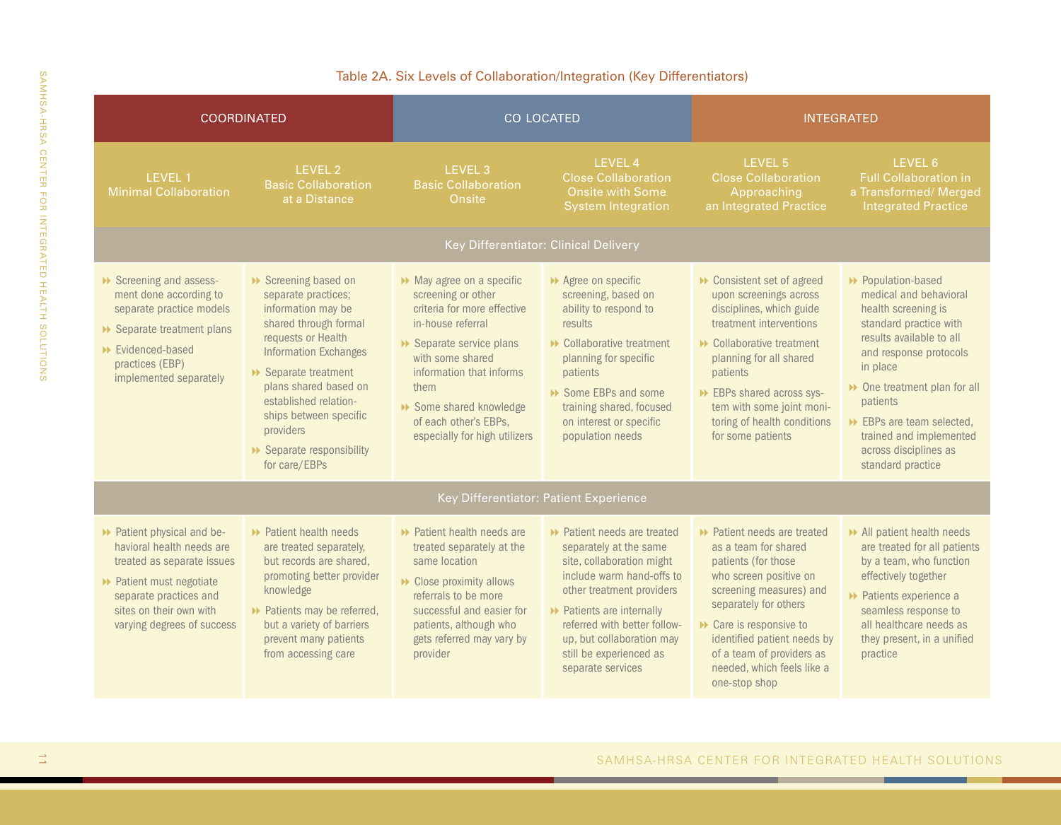Table 2A. Six Levels of Collaboration/Integration (Key Differentiators)

| COORDINATED | | CO LOCATED | | INTEGRATED | |
|---|---|---|---|---|---|
| LEVEL 1 Minimal Collaboration | LEVEL 2 Basic Collaboration at a Distance | LEVEL 3 Basic Collaboration Onsite | LEVEL 4 Close Collaboration Onsite with Some System Integration | LEVEL 5 Close Collaboration Approaching an Integrated Practice | LEVEL 6 Full Collaboration in a Transformed/ Merged Integrated Practice |
| **Key Differentiator: Clinical Delivery** | | | | | |
| ▸▸ Screening and assessment done according to separate practice models<br>▸▸ Separate treatment plans<br>▸▸ Evidenced-based practices (EBP) implemented separately | ▸▸ Screening based on separate practices; information may be shared through formal requests or Health Information Exchanges<br>▸▸ Separate treatment plans shared based on established relationships between specific providers<br>▸▸ Separate responsibility for care/EBPs | ▸▸ May agree on a specific screening or other criteria for more effective in-house referral<br>▸▸ Separate service plans with some shared information that informs them<br>▸▸ Some shared knowledge of each other's EBPs, especially for high utilizers | ▸▸ Agree on specific screening, based on ability to respond to results<br>▸▸ Collaborative treatment planning for specific patients<br>▸▸ Some EBPs and some training shared, focused on interest or specific population needs | ▸▸ Consistent set of agreed upon screenings across disciplines, which guide treatment interventions<br>▸▸ Collaborative treatment planning for all shared patients<br>▸▸ EBPs shared across system with some joint monitoring of health conditions for some patients | ▸▸ Population-based medical and behavioral health screening is standard practice with results available to all and response protocols in place<br>▸▸ One treatment plan for all patients<br>▸▸ EBPs are team selected, trained and implemented across disciplines as standard practice |
| **Key Differentiator: Patient Experience** | | | | | |
| ▸▸ Patient physical and behavioral health needs are treated as separate issues<br>▸▸ Patient must negotiate separate practices and sites on their own with varying degrees of success | ▸▸ Patient health needs are treated separately, but records are shared, promoting better provider knowledge<br>▸▸ Patients may be referred, but a variety of barriers prevent many patients from accessing care | ▸▸ Patient health needs are treated separately at the same location<br>▸▸ Close proximity allows referrals to be more successful and easier for patients, although who gets referred may vary by provider | ▸▸ Patient needs are treated separately at the same site, collaboration might include warm hand-offs to other treatment providers<br>▸▸ Patients are internally referred with better follow-up, but collaboration may still be experienced as separate services | ▸▸ Patient needs are treated as a team for shared patients (for those who screen positive on screening measures) and separately for others<br>▸▸ Care is responsive to identified patient needs by of a team of providers as needed, which feels like a one-stop shop | ▸▸ All patient health needs are treated for all patients by a team, who function effectively together<br>▸▸ Patients experience a seamless response to all healthcare needs as they present, in a unified practice |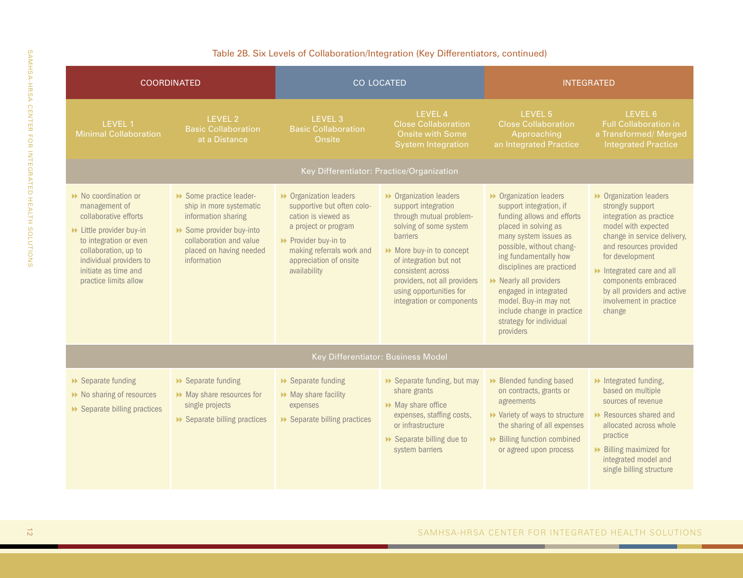Table 2B. Six Levels of Collaboration/Integration (Key Differentiators, continued)

| COORDINATED | | CO LOCATED | | INTEGRATED | |
|---|---|---|---|---|---|
| LEVEL 1 Minimal Collaboration | LEVEL 2 Basic Collaboration at a Distance | LEVEL 3 Basic Collaboration Onsite | LEVEL 4 Close Collaboration Onsite with Some System Integration | LEVEL 5 Close Collaboration Approaching an Integrated Practice | LEVEL 6 Full Collaboration in a Transformed/ Merged Integrated Practice |
| **Key Differentiator: Practice/Organization** | | | | | |
| No coordination or management of collaborative efforts<br>Little provider buy-in to integration or even collaboration, up to individual providers to initiate as time and practice limits allow | Some practice leadership in more systematic information sharing<br>Some provider buy-into collaboration and value placed on having needed information | Organization leaders supportive but often colocation is viewed as a project or program<br>Provider buy-in to making referrals work and appreciation of onsite availability | Organization leaders support integration through mutual problem-solving of some system barriers<br>More buy-in to concept of integration but not consistent across providers, not all providers using opportunities for integration or components | Organization leaders support integration, if funding allows and efforts placed in solving as many system issues as possible, without changing fundamentally how disciplines are practiced<br>Nearly all providers engaged in integrated model. Buy-in may not include change in practice strategy for individual providers | Organization leaders strongly support integration as practice model with expected change in service delivery, and resources provided for development<br>Integrated care and all components embraced by all providers and active involvement in practice change |
| **Key Differentiator: Business Model** | | | | | |
| Separate funding<br>No sharing of resources<br>Separate billing practices | Separate funding<br>May share resources for single projects<br>Separate billing practices | Separate funding<br>May share facility expenses<br>Separate billing practices | Separate funding, but may share grants<br>May share office expenses, staffing costs, or infrastructure<br>Separate billing due to system barriers | Blended funding based on contracts, grants or agreements<br>Variety of ways to structure the sharing of all expenses<br>Billing function combined or agreed upon process | Integrated funding, based on multiple sources of revenue<br>Resources shared and allocated across whole practice<br>Billing maximized for integrated model and single billing structure |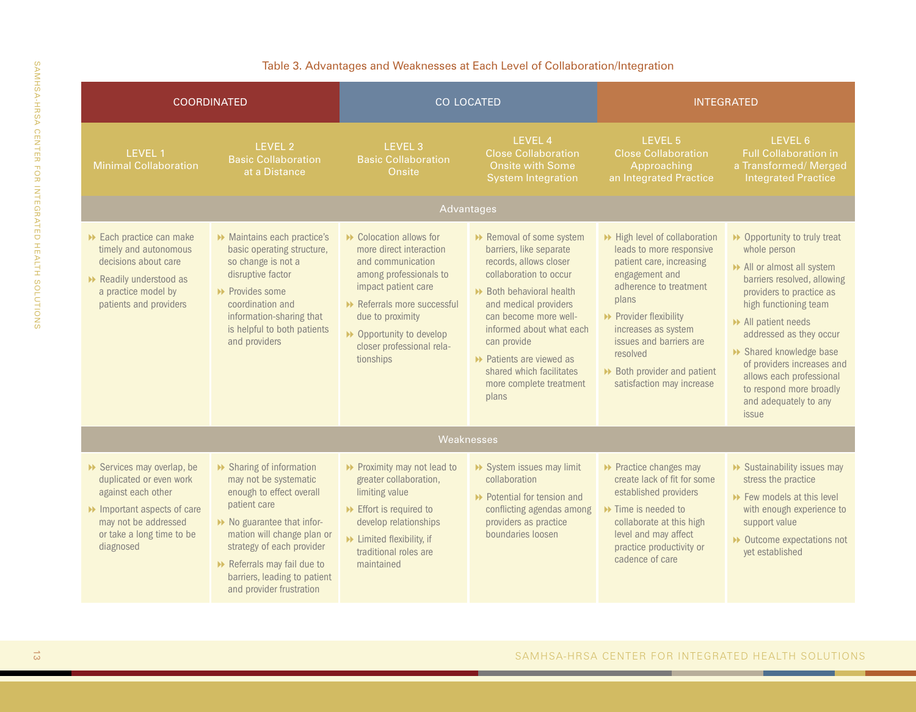Table 3. Advantages and Weaknesses at Each Level of Collaboration/Integration

| COORDINATED | | CO LOCATED | | INTEGRATED | |
|---|---|---|---|---|---|
| LEVEL 1 Minimal Collaboration | LEVEL 2 Basic Collaboration at a Distance | LEVEL 3 Basic Collaboration Onsite | LEVEL 4 Close Collaboration Onsite with Some System Integration | LEVEL 5 Close Collaboration Approaching an Integrated Practice | LEVEL 6 Full Collaboration in a Transformed/ Merged Integrated Practice |
| **Advantages** | | | | | |
| ▸ Each practice can make timely and autonomous decisions about care<br>▸ Readily understood as a practice model by patients and providers | ▸ Maintains each practice's basic operating structure, so change is not a disruptive factor<br>▸ Provides some coordination and information-sharing that is helpful to both patients and providers | ▸ Colocation allows for more direct interaction and communication among professionals to impact patient care<br>▸ Referrals more successful due to proximity<br>▸ Opportunity to develop closer professional relationships | ▸ Removal of some system barriers, like separate records, allows closer collaboration to occur<br>▸ Both behavioral health and medical providers can become more well-informed about what each can provide<br>▸ Patients are viewed as shared which facilitates more complete treatment plans | ▸ High level of collaboration leads to more responsive patient care, increasing engagement and adherence to treatment plans<br>▸ Provider flexibility increases as system issues and barriers are resolved<br>▸ Both provider and patient satisfaction may increase | ▸ Opportunity to truly treat whole person<br>▸ All or almost all system barriers resolved, allowing providers to practice as high functioning team<br>▸ All patient needs addressed as they occur<br>▸ Shared knowledge base of providers increases and allows each professional to respond more broadly and adequately to any issue |
| **Weaknesses** | | | | | |
| ▸ Services may overlap, be duplicated or even work against each other<br>▸ Important aspects of care may not be addressed or take a long time to be diagnosed | ▸ Sharing of information may not be systematic enough to effect overall patient care<br>▸ No guarantee that information will change plan or strategy of each provider<br>▸ Referrals may fail due to barriers, leading to patient and provider frustration | ▸ Proximity may not lead to greater collaboration, limiting value<br>▸ Effort is required to develop relationships<br>▸ Limited flexibility, if traditional roles are maintained | ▸ System issues may limit collaboration<br>▸ Potential for tension and conflicting agendas among providers as practice boundaries loosen | ▸ Practice changes may create lack of fit for some established providers<br>▸ Time is needed to collaborate at this high level and may affect practice productivity or cadence of care | ▸ Sustainability issues may stress the practice<br>▸ Few models at this level with enough experience to support value<br>▸ Outcome expectations not yet established |